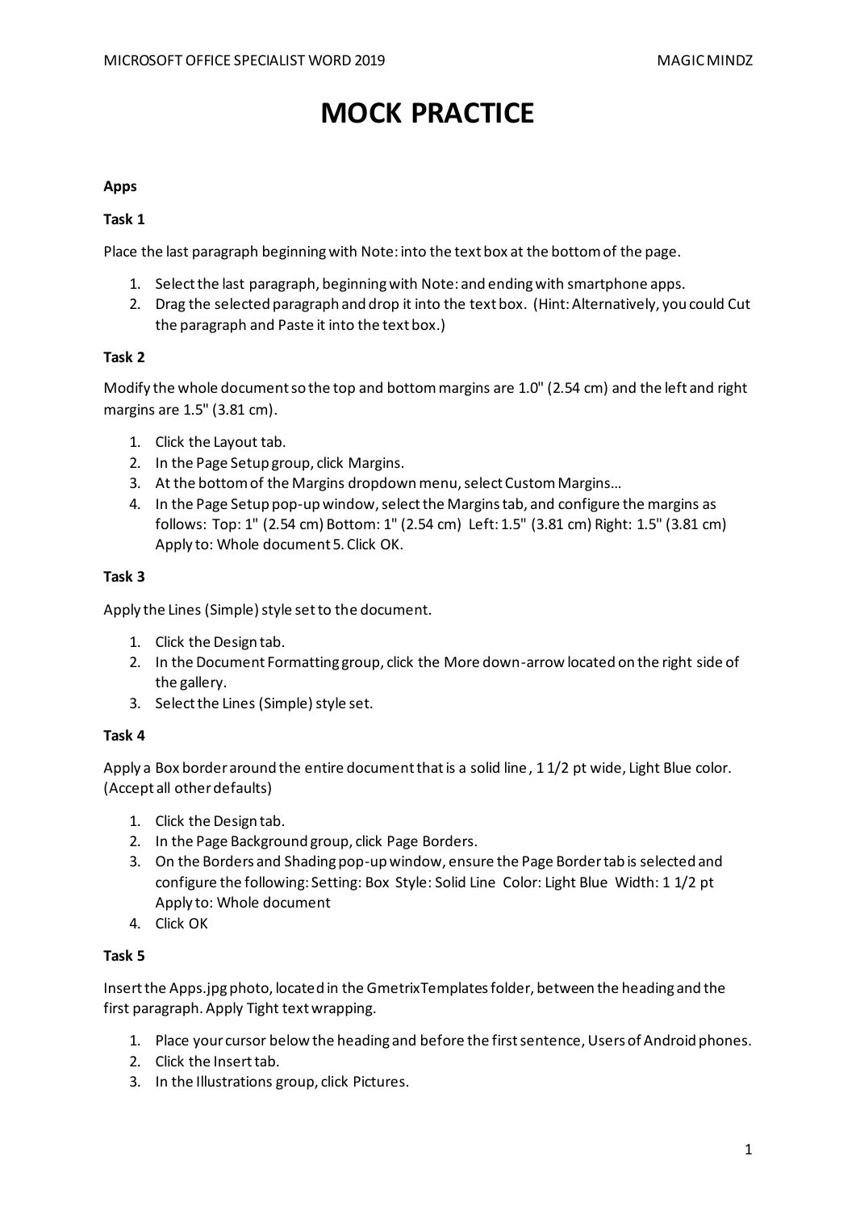# MOCK PRACTICE

**Apps**

**Task 1**

Place the last paragraph beginning with Note: into the text box at the bottom of the page.

1. Select the last paragraph, beginning with Note: and ending with smartphone apps.
2. Drag the selected paragraph and drop it into the text box. (Hint: Alternatively, you could Cut the paragraph and Paste it into the text box.)

**Task 2**

Modify the whole document so the top and bottom margins are 1.0" (2.54 cm) and the left and right margins are 1.5" (3.81 cm).

1. Click the Layout tab.
2. In the Page Setup group, click Margins.
3. At the bottom of the Margins dropdown menu, select Custom Margins…
4. In the Page Setup pop-up window, select the Margins tab, and configure the margins as follows: Top: 1" (2.54 cm) Bottom: 1" (2.54 cm) Left: 1.5" (3.81 cm) Right: 1.5" (3.81 cm) Apply to: Whole document 5. Click OK.

**Task 3**

Apply the Lines (Simple) style set to the document.

1. Click the Design tab.
2. In the Document Formatting group, click the More down-arrow located on the right side of the gallery.
3. Select the Lines (Simple) style set.

**Task 4**

Apply a Box border around the entire document that is a solid line, 1 1/2 pt wide, Light Blue color. (Accept all other defaults)

1. Click the Design tab.
2. In the Page Background group, click Page Borders.
3. On the Borders and Shading pop-up window, ensure the Page Border tab is selected and configure the following: Setting: Box Style: Solid Line Color: Light Blue Width: 1 1/2 pt Apply to: Whole document
4. Click OK

**Task 5**

Insert the Apps.jpg photo, located in the GmetrixTemplates folder, between the heading and the first paragraph. Apply Tight text wrapping.

1. Place your cursor below the heading and before the first sentence, Users of Android phones.
2. Click the Insert tab.
3. In the Illustrations group, click Pictures.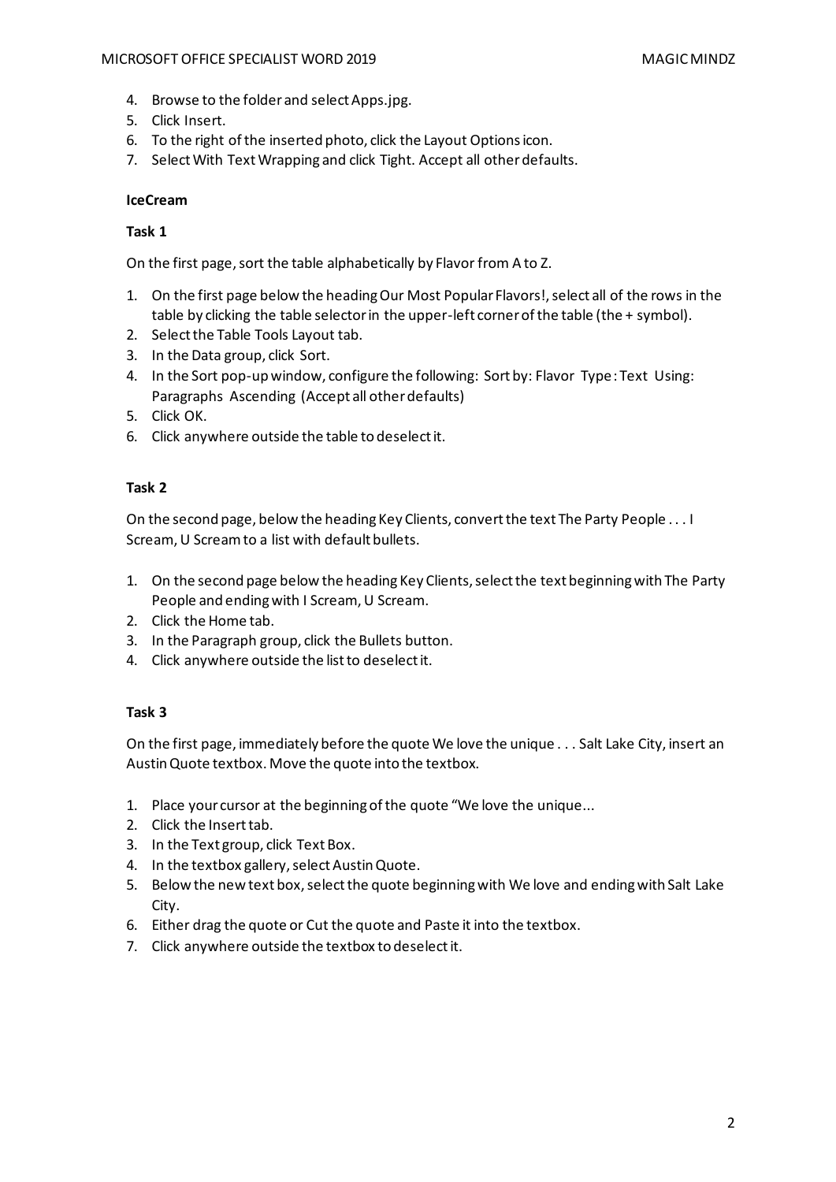4. Browse to the folder and select Apps.jpg.
5. Click Insert.
6. To the right of the inserted photo, click the Layout Options icon.
7. Select With Text Wrapping and click Tight. Accept all other defaults.

**IceCream**

**Task 1**

On the first page, sort the table alphabetically by Flavor from A to Z.

1. On the first page below the heading Our Most Popular Flavors!, select all of the rows in the table by clicking the table selector in the upper-left corner of the table (the + symbol).
2. Select the Table Tools Layout tab.
3. In the Data group, click Sort.
4. In the Sort pop-up window, configure the following: Sort by: Flavor Type: Text Using: Paragraphs Ascending (Accept all other defaults)
5. Click OK.
6. Click anywhere outside the table to deselect it.

**Task 2**

On the second page, below the heading Key Clients, convert the text The Party People . . . I Scream, U Scream to a list with default bullets.

1. On the second page below the heading Key Clients, select the text beginning with The Party People and ending with I Scream, U Scream.
2. Click the Home tab.
3. In the Paragraph group, click the Bullets button.
4. Click anywhere outside the list to deselect it.

**Task 3**

On the first page, immediately before the quote We love the unique . . . Salt Lake City, insert an Austin Quote textbox. Move the quote into the textbox.

1. Place your cursor at the beginning of the quote "We love the unique...
2. Click the Insert tab.
3. In the Text group, click Text Box.
4. In the textbox gallery, select Austin Quote.
5. Below the new text box, select the quote beginning with We love and ending with Salt Lake City.
6. Either drag the quote or Cut the quote and Paste it into the textbox.
7. Click anywhere outside the textbox to deselect it.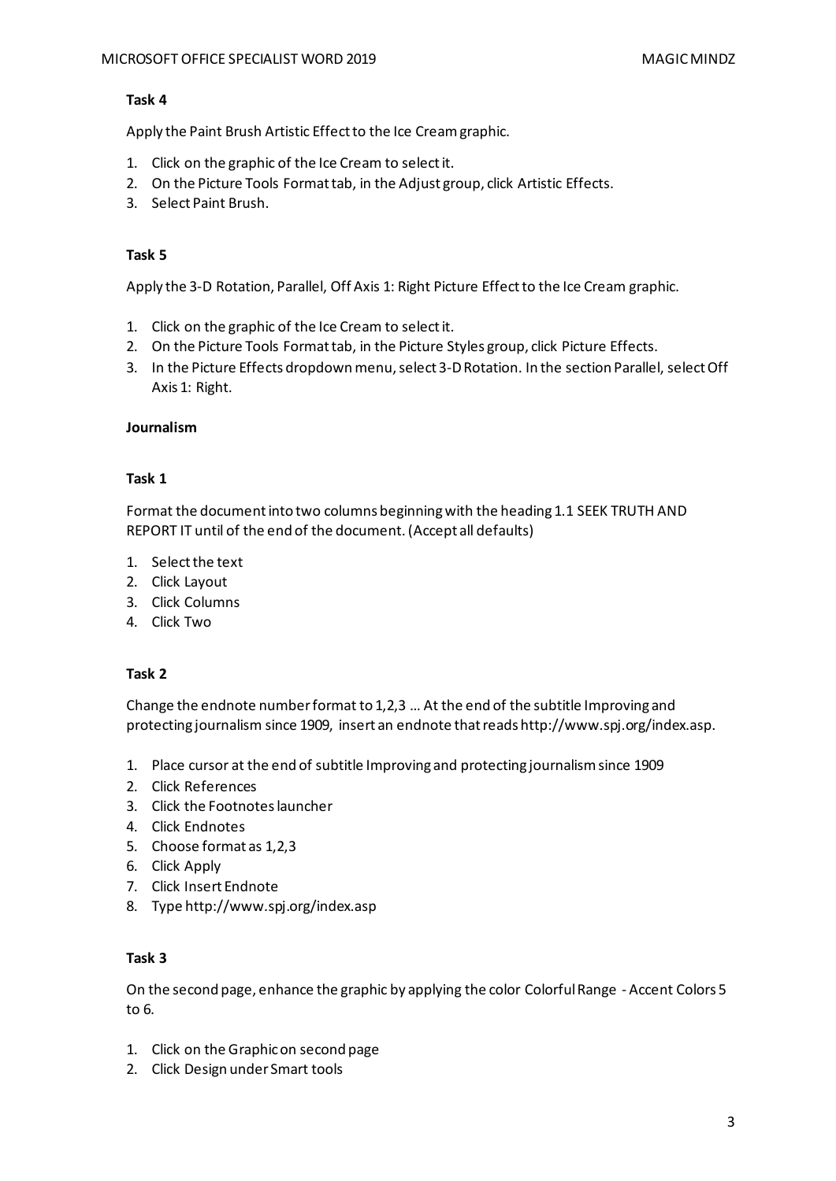**Task 4**

Apply the Paint Brush Artistic Effect to the Ice Cream graphic.

1. Click on the graphic of the Ice Cream to select it.
2. On the Picture Tools Format tab, in the Adjust group, click Artistic Effects.
3. Select Paint Brush.

**Task 5**

Apply the 3-D Rotation, Parallel, Off Axis 1: Right Picture Effect to the Ice Cream graphic.

1. Click on the graphic of the Ice Cream to select it.
2. On the Picture Tools Format tab, in the Picture Styles group, click Picture Effects.
3. In the Picture Effects dropdown menu, select 3-D Rotation. In the section Parallel, select Off Axis 1: Right.

**Journalism**

**Task 1**

Format the document into two columns beginning with the heading 1.1 SEEK TRUTH AND REPORT IT until of the end of the document. (Accept all defaults)

1. Select the text
2. Click Layout
3. Click Columns
4. Click Two

**Task 2**

Change the endnote number format to 1,2,3 … At the end of the subtitle Improving and protecting journalism since 1909, insert an endnote that reads http://www.spj.org/index.asp.

1. Place cursor at the end of subtitle Improving and protecting journalism since 1909
2. Click References
3. Click the Footnotes launcher
4. Click Endnotes
5. Choose format as 1,2,3
6. Click Apply
7. Click Insert Endnote
8. Type http://www.spj.org/index.asp

**Task 3**

On the second page, enhance the graphic by applying the color Colorful Range - Accent Colors 5 to 6.

1. Click on the Graphic on second page
2. Click Design under Smart tools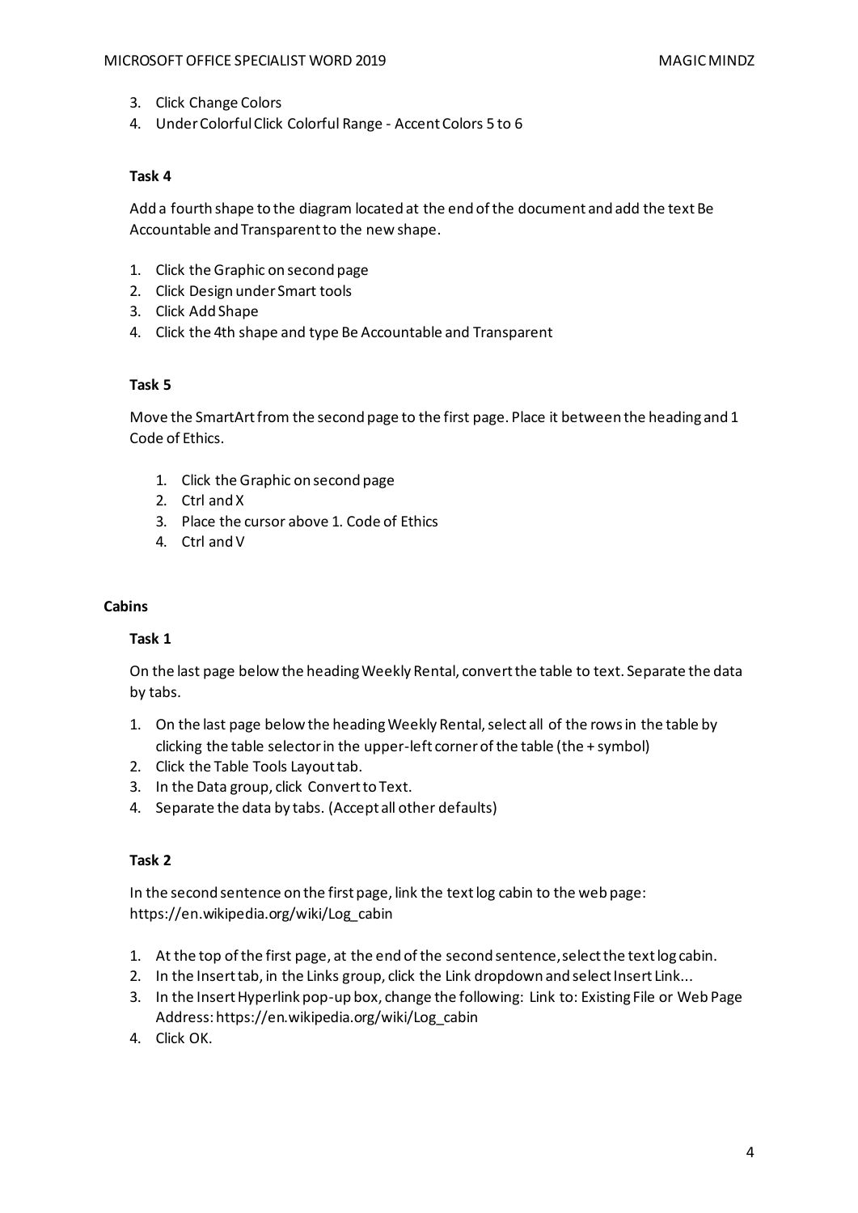3. Click Change Colors
4. Under Colorful Click Colorful Range - Accent Colors 5 to 6

**Task 4**

Add a fourth shape to the diagram located at the end of the document and add the text Be Accountable and Transparent to the new shape.

1. Click the Graphic on second page
2. Click Design under Smart tools
3. Click Add Shape
4. Click the 4th shape and type Be Accountable and Transparent

**Task 5**

Move the SmartArt from the second page to the first page. Place it between the heading and 1 Code of Ethics.

1. Click the Graphic on second page
2. Ctrl and X
3. Place the cursor above 1. Code of Ethics
4. Ctrl and V

**Cabins**

**Task 1**

On the last page below the heading Weekly Rental, convert the table to text. Separate the data by tabs.

1. On the last page below the heading Weekly Rental, select all of the rows in the table by clicking the table selector in the upper-left corner of the table (the + symbol)
2. Click the Table Tools Layout tab.
3. In the Data group, click Convert to Text.
4. Separate the data by tabs. (Accept all other defaults)

**Task 2**

In the second sentence on the first page, link the text log cabin to the web page: https://en.wikipedia.org/wiki/Log_cabin

1. At the top of the first page, at the end of the second sentence, select the text log cabin.
2. In the Insert tab, in the Links group, click the Link dropdown and select Insert Link...
3. In the Insert Hyperlink pop-up box, change the following: Link to: Existing File or Web Page Address: https://en.wikipedia.org/wiki/Log_cabin
4. Click OK.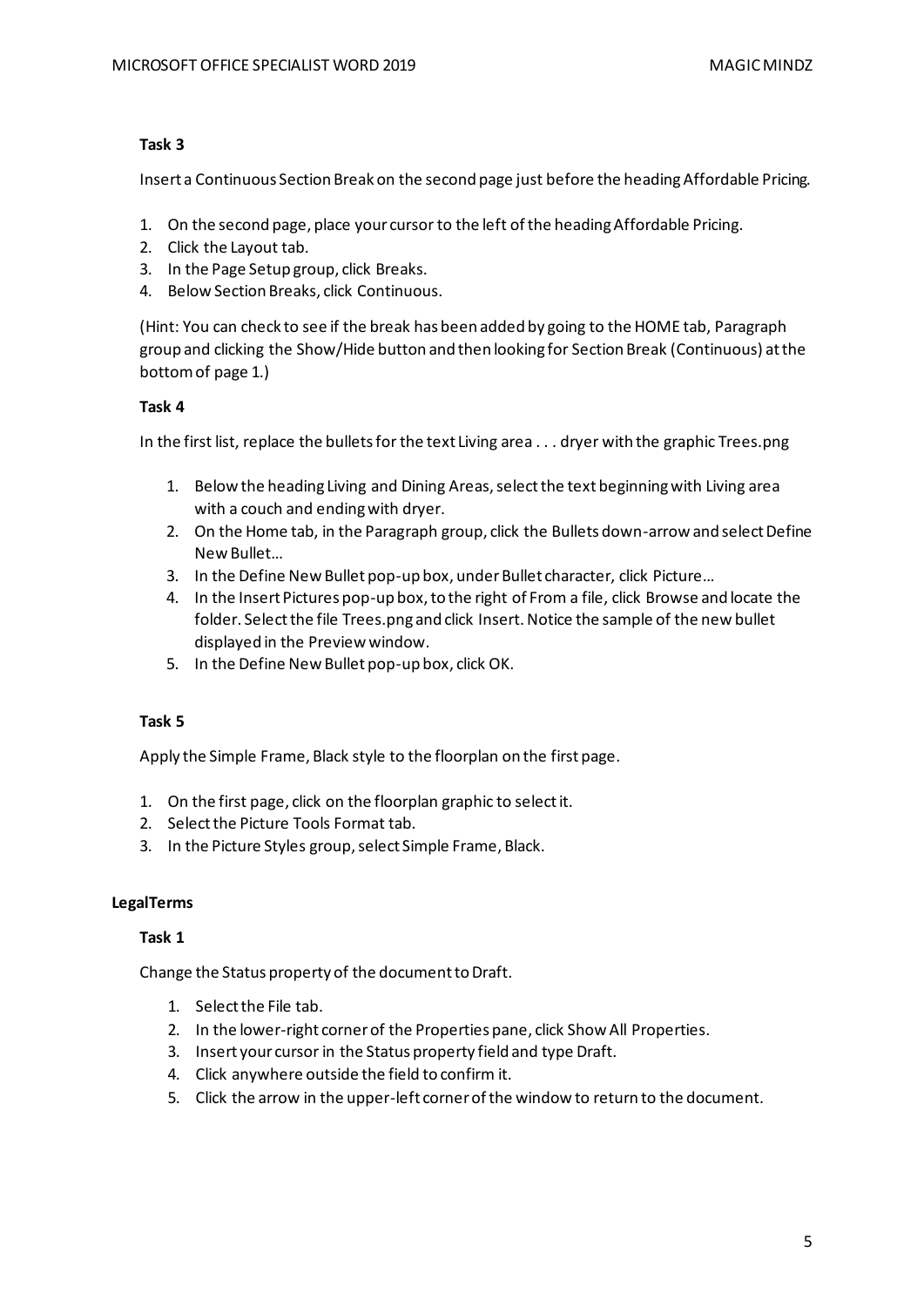### Task 3

Insert a Continuous Section Break on the second page just before the heading Affordable Pricing.

1. On the second page, place your cursor to the left of the heading Affordable Pricing.
2. Click the Layout tab.
3. In the Page Setup group, click Breaks.
4. Below Section Breaks, click Continuous.

(Hint: You can check to see if the break has been added by going to the HOME tab, Paragraph group and clicking the Show/Hide button and then looking for Section Break (Continuous) at the bottom of page 1.)

### Task 4

In the first list, replace the bullets for the text Living area . . . dryer with the graphic Trees.png

1. Below the heading Living and Dining Areas, select the text beginning with Living area with a couch and ending with dryer.
2. On the Home tab, in the Paragraph group, click the Bullets down-arrow and select Define New Bullet…
3. In the Define New Bullet pop-up box, under Bullet character, click Picture…
4. In the Insert Pictures pop-up box, to the right of From a file, click Browse and locate the folder. Select the file Trees.png and click Insert. Notice the sample of the new bullet displayed in the Preview window.
5. In the Define New Bullet pop-up box, click OK.

### Task 5

Apply the Simple Frame, Black style to the floorplan on the first page.

1. On the first page, click on the floorplan graphic to select it.
2. Select the Picture Tools Format tab.
3. In the Picture Styles group, select Simple Frame, Black.

## LegalTerms

### Task 1

Change the Status property of the document to Draft.

1. Select the File tab.
2. In the lower-right corner of the Properties pane, click Show All Properties.
3. Insert your cursor in the Status property field and type Draft.
4. Click anywhere outside the field to confirm it.
5. Click the arrow in the upper-left corner of the window to return to the document.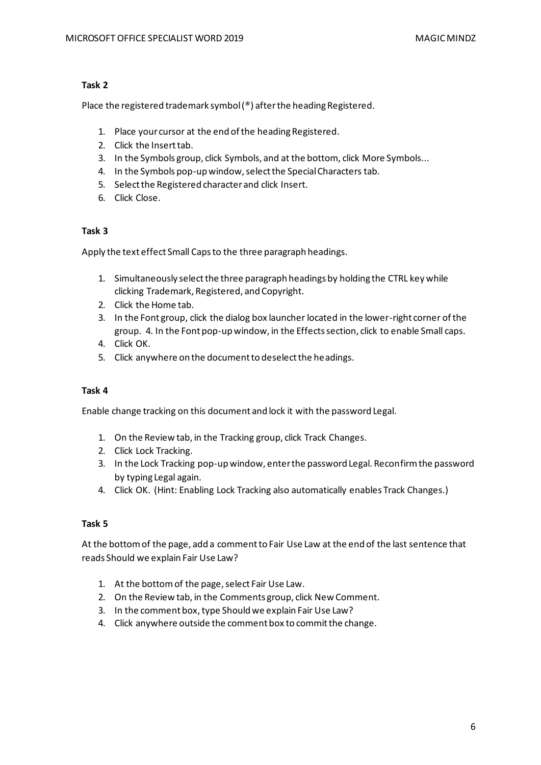**Task 2**

Place the registered trademark symbol (®) after the heading Registered.

1. Place your cursor at the end of the heading Registered.
2. Click the Insert tab.
3. In the Symbols group, click Symbols, and at the bottom, click More Symbols...
4. In the Symbols pop-up window, select the Special Characters tab.
5. Select the Registered character and click Insert.
6. Click Close.

**Task 3**

Apply the text effect Small Caps to the three paragraph headings.

1. Simultaneously select the three paragraph headings by holding the CTRL key while clicking Trademark, Registered, and Copyright.
2. Click the Home tab.
3. In the Font group, click the dialog box launcher located in the lower-right corner of the group. 4. In the Font pop-up window, in the Effects section, click to enable Small caps.
4. Click OK.
5. Click anywhere on the document to deselect the headings.

**Task 4**

Enable change tracking on this document and lock it with the password Legal.

1. On the Review tab, in the Tracking group, click Track Changes.
2. Click Lock Tracking.
3. In the Lock Tracking pop-up window, enter the password Legal. Reconfirm the password by typing Legal again.
4. Click OK. (Hint: Enabling Lock Tracking also automatically enables Track Changes.)

**Task 5**

At the bottom of the page, add a comment to Fair Use Law at the end of the last sentence that reads Should we explain Fair Use Law?

1. At the bottom of the page, select Fair Use Law.
2. On the Review tab, in the Comments group, click New Comment.
3. In the comment box, type Should we explain Fair Use Law?
4. Click anywhere outside the comment box to commit the change.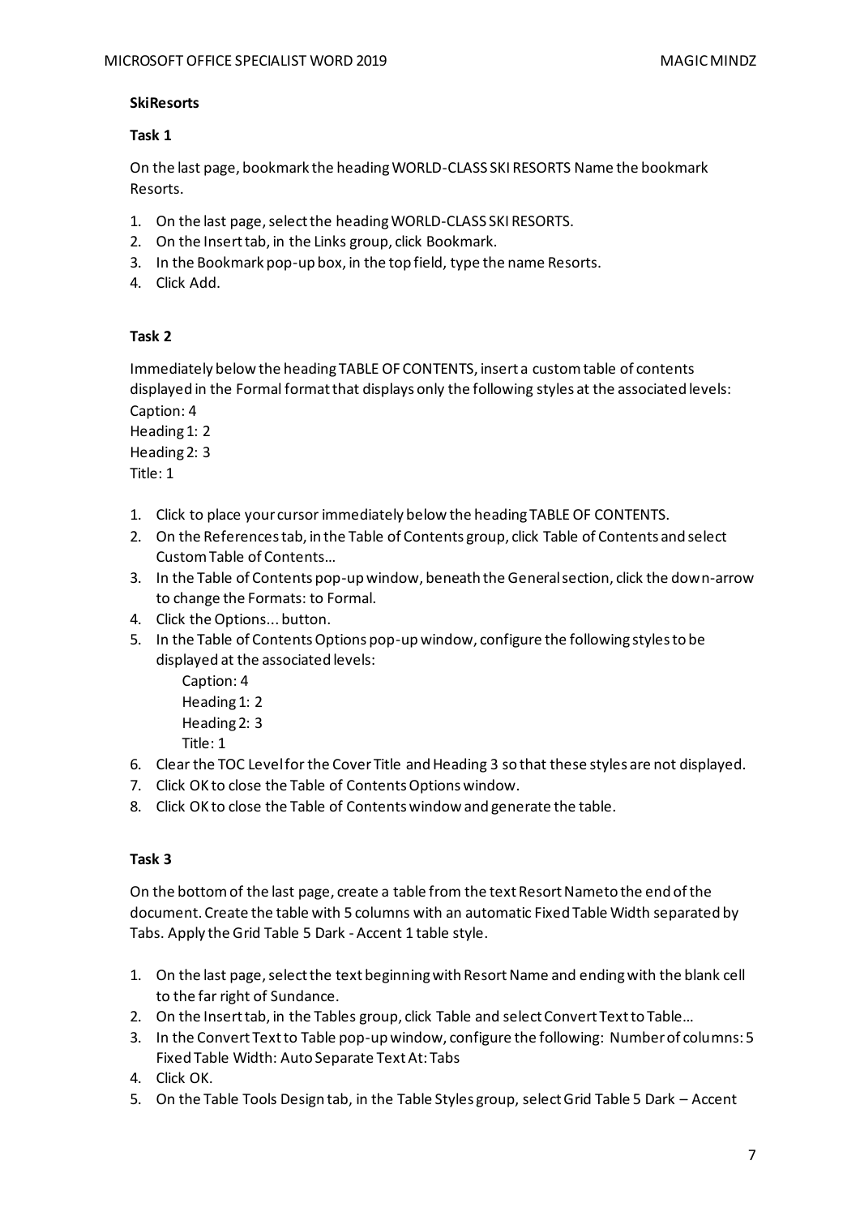**SkiResorts**

**Task 1**

On the last page, bookmark the heading WORLD-CLASS SKI RESORTS Name the bookmark Resorts.

1. On the last page, select the heading WORLD-CLASS SKI RESORTS.
2. On the Insert tab, in the Links group, click Bookmark.
3. In the Bookmark pop-up box, in the top field, type the name Resorts.
4. Click Add.

**Task 2**

Immediately below the heading TABLE OF CONTENTS, insert a custom table of contents displayed in the Formal format that displays only the following styles at the associated levels:
Caption: 4
Heading 1: 2
Heading 2: 3
Title: 1

1. Click to place your cursor immediately below the heading TABLE OF CONTENTS.
2. On the References tab, in the Table of Contents group, click Table of Contents and select Custom Table of Contents…
3. In the Table of Contents pop-up window, beneath the General section, click the down-arrow to change the Formats: to Formal.
4. Click the Options... button.
5. In the Table of Contents Options pop-up window, configure the following styles to be displayed at the associated levels:
   Caption: 4
   Heading 1: 2
   Heading 2: 3
   Title: 1
6. Clear the TOC Level for the Cover Title and Heading 3 so that these styles are not displayed.
7. Click OK to close the Table of Contents Options window.
8. Click OK to close the Table of Contents window and generate the table.

**Task 3**

On the bottom of the last page, create a table from the text Resort Name to the end of the document. Create the table with 5 columns with an automatic Fixed Table Width separated by Tabs. Apply the Grid Table 5 Dark - Accent 1 table style.

1. On the last page, select the text beginning with Resort Name and ending with the blank cell to the far right of Sundance.
2. On the Insert tab, in the Tables group, click Table and select Convert Text to Table…
3. In the Convert Text to Table pop-up window, configure the following: Number of columns: 5 Fixed Table Width: Auto Separate Text At: Tabs
4. Click OK.
5. On the Table Tools Design tab, in the Table Styles group, select Grid Table 5 Dark – Accent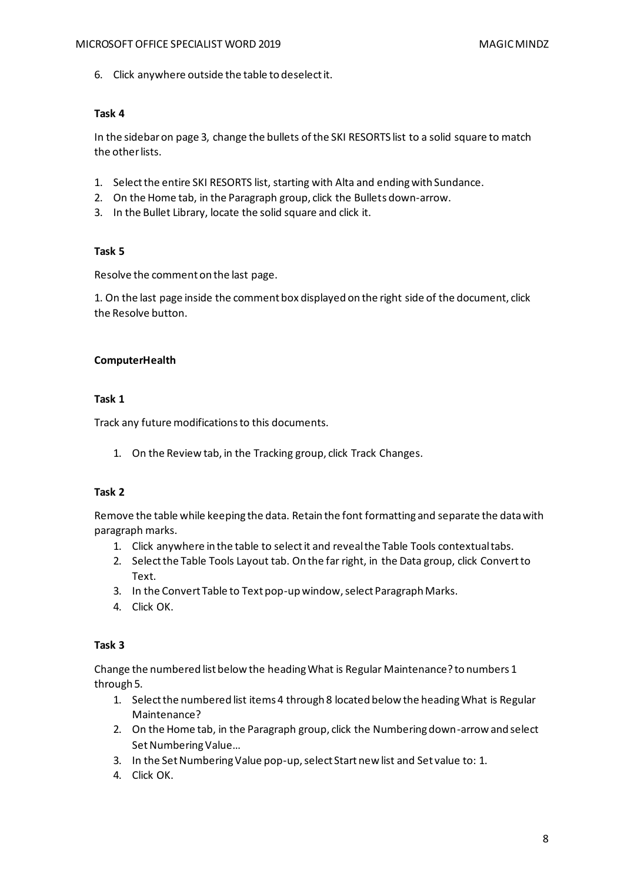6. Click anywhere outside the table to deselect it.

**Task 4**

In the sidebar on page 3, change the bullets of the SKI RESORTS list to a solid square to match the other lists.

1. Select the entire SKI RESORTS list, starting with Alta and ending with Sundance.
2. On the Home tab, in the Paragraph group, click the Bullets down-arrow.
3. In the Bullet Library, locate the solid square and click it.

**Task 5**

Resolve the comment on the last page.

1. On the last page inside the comment box displayed on the right side of the document, click the Resolve button.

**ComputerHealth**

**Task 1**

Track any future modifications to this documents.

1. On the Review tab, in the Tracking group, click Track Changes.

**Task 2**

Remove the table while keeping the data. Retain the font formatting and separate the data with paragraph marks.

1. Click anywhere in the table to select it and reveal the Table Tools contextual tabs.
2. Select the Table Tools Layout tab. On the far right, in the Data group, click Convert to Text.
3. In the Convert Table to Text pop-up window, select Paragraph Marks.
4. Click OK.

**Task 3**

Change the numbered list below the heading What is Regular Maintenance? to numbers 1 through 5.

1. Select the numbered list items 4 through 8 located below the heading What is Regular Maintenance?
2. On the Home tab, in the Paragraph group, click the Numbering down-arrow and select Set Numbering Value…
3. In the Set Numbering Value pop-up, select Start new list and Set value to: 1.
4. Click OK.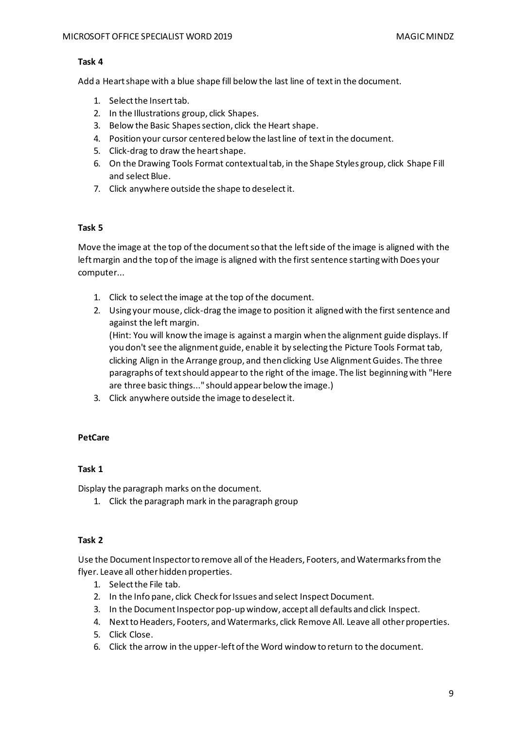**Task 4**

Add a Heart shape with a blue shape fill below the last line of text in the document.

1. Select the Insert tab.
2. In the Illustrations group, click Shapes.
3. Below the Basic Shapes section, click the Heart shape.
4. Position your cursor centered below the last line of text in the document.
5. Click-drag to draw the heart shape.
6. On the Drawing Tools Format contextual tab, in the Shape Styles group, click Shape Fill and select Blue.
7. Click anywhere outside the shape to deselect it.

**Task 5**

Move the image at the top of the document so that the left side of the image is aligned with the left margin and the top of the image is aligned with the first sentence starting with Does your computer...

1. Click to select the image at the top of the document.
2. Using your mouse, click-drag the image to position it aligned with the first sentence and against the left margin.
   (Hint: You will know the image is against a margin when the alignment guide displays. If you don't see the alignment guide, enable it by selecting the Picture Tools Format tab, clicking Align in the Arrange group, and then clicking Use Alignment Guides. The three paragraphs of text should appear to the right of the image. The list beginning with "Here are three basic things..." should appear below the image.)
3. Click anywhere outside the image to deselect it.

**PetCare**

**Task 1**

Display the paragraph marks on the document.

1. Click the paragraph mark in the paragraph group

**Task 2**

Use the Document Inspector to remove all of the Headers, Footers, and Watermarks from the flyer. Leave all other hidden properties.

1. Select the File tab.
2. In the Info pane, click Check for Issues and select Inspect Document.
3. In the Document Inspector pop-up window, accept all defaults and click Inspect.
4. Next to Headers, Footers, and Watermarks, click Remove All. Leave all other properties.
5. Click Close.
6. Click the arrow in the upper-left of the Word window to return to the document.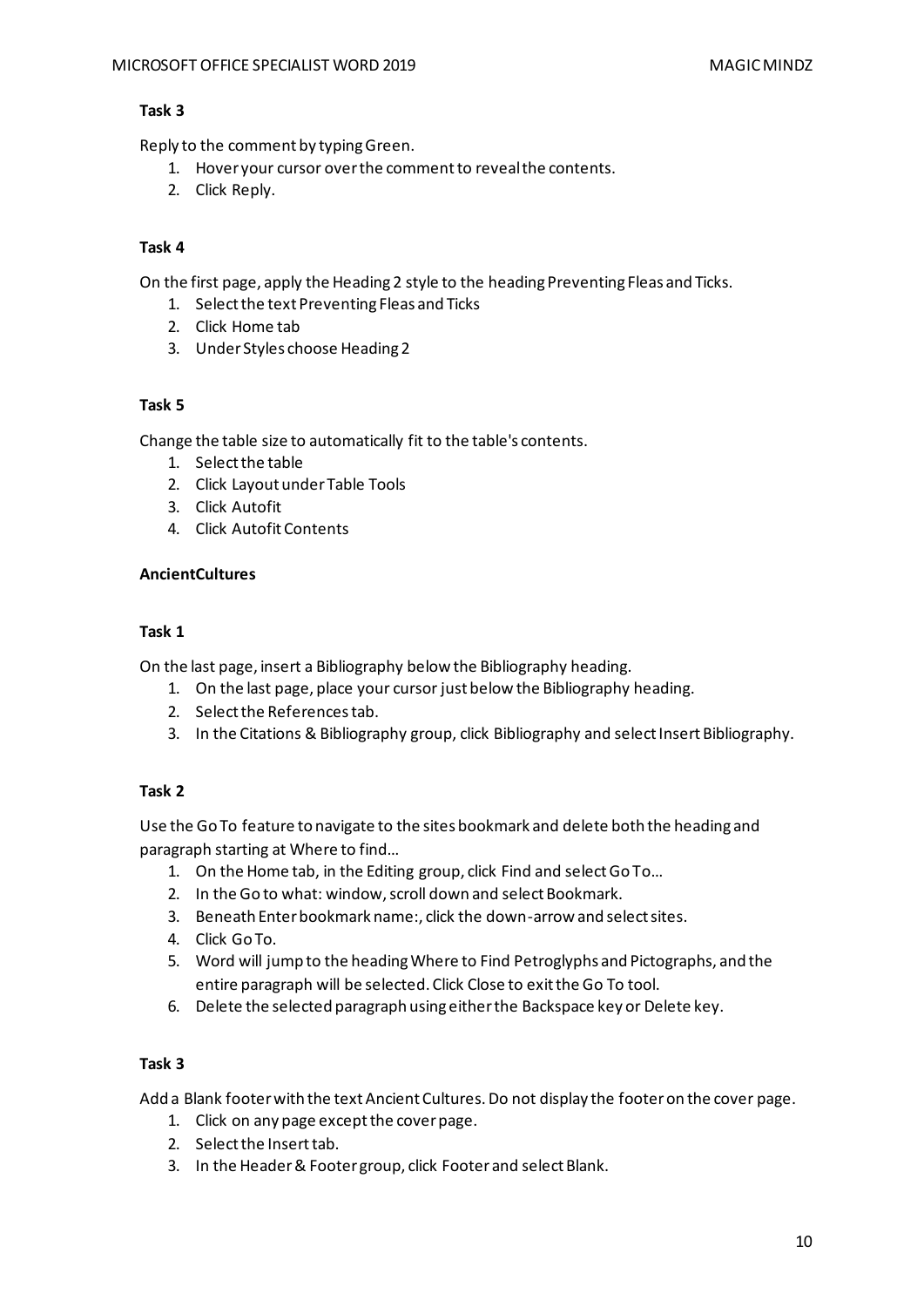**Task 3**

Reply to the comment by typing Green.

1. Hover your cursor over the comment to reveal the contents.
2. Click Reply.

**Task 4**

On the first page, apply the Heading 2 style to the heading Preventing Fleas and Ticks.

1. Select the text Preventing Fleas and Ticks
2. Click Home tab
3. Under Styles choose Heading 2

**Task 5**

Change the table size to automatically fit to the table's contents.

1. Select the table
2. Click Layout under Table Tools
3. Click Autofit
4. Click Autofit Contents

**AncientCultures**

**Task 1**

On the last page, insert a Bibliography below the Bibliography heading.

1. On the last page, place your cursor just below the Bibliography heading.
2. Select the References tab.
3. In the Citations & Bibliography group, click Bibliography and select Insert Bibliography.

**Task 2**

Use the Go To feature to navigate to the sites bookmark and delete both the heading and paragraph starting at Where to find…

1. On the Home tab, in the Editing group, click Find and select Go To…
2. In the Go to what: window, scroll down and select Bookmark.
3. Beneath Enter bookmark name:, click the down-arrow and select sites.
4. Click Go To.
5. Word will jump to the heading Where to Find Petroglyphs and Pictographs, and the entire paragraph will be selected. Click Close to exit the Go To tool.
6. Delete the selected paragraph using either the Backspace key or Delete key.

**Task 3**

Add a Blank footer with the text Ancient Cultures. Do not display the footer on the cover page.

1. Click on any page except the cover page.
2. Select the Insert tab.
3. In the Header & Footer group, click Footer and select Blank.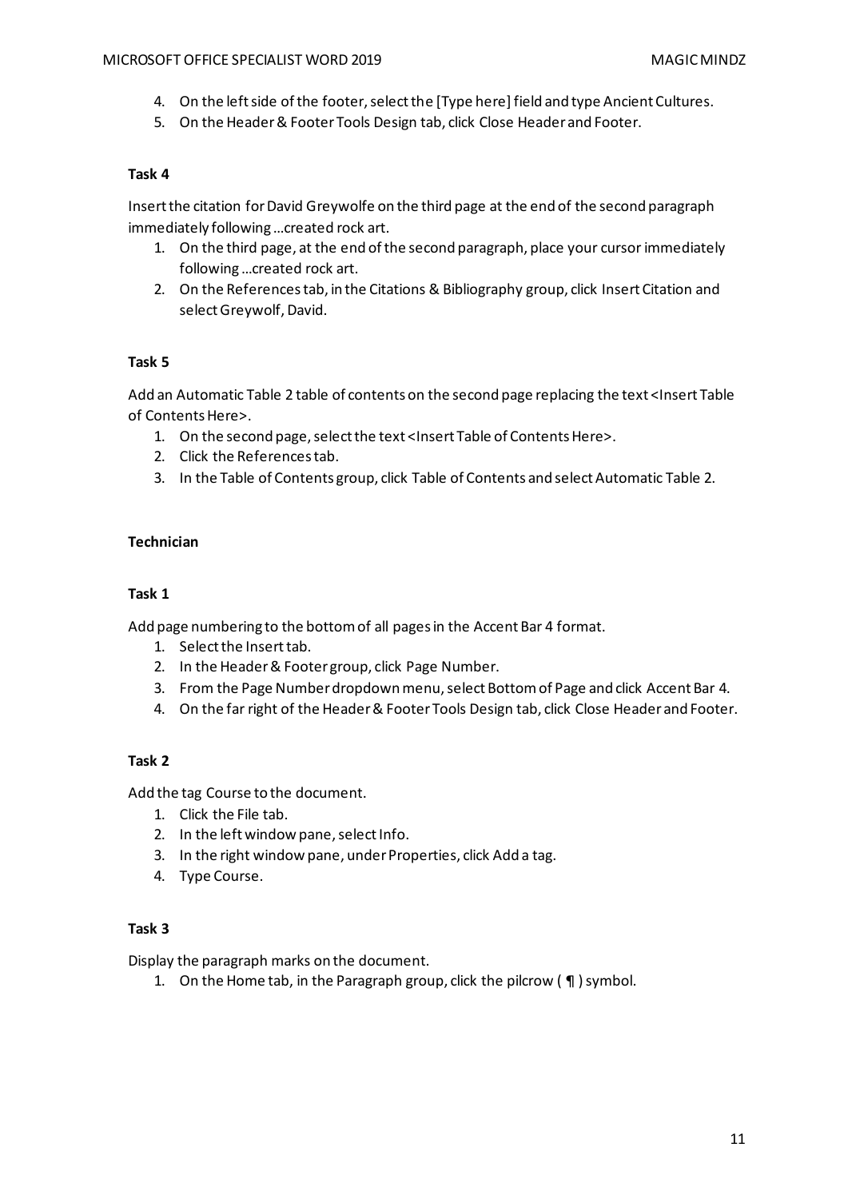4. On the left side of the footer, select the [Type here] field and type Ancient Cultures.
5. On the Header & Footer Tools Design tab, click Close Header and Footer.

**Task 4**

Insert the citation for David Greywolfe on the third page at the end of the second paragraph immediately following …created rock art.

1. On the third page, at the end of the second paragraph, place your cursor immediately following …created rock art.
2. On the References tab, in the Citations & Bibliography group, click Insert Citation and select Greywolf, David.

**Task 5**

Add an Automatic Table 2 table of contents on the second page replacing the text <Insert Table of Contents Here>.

1. On the second page, select the text <Insert Table of Contents Here>.
2. Click the References tab.
3. In the Table of Contents group, click Table of Contents and select Automatic Table 2.

**Technician**

**Task 1**

Add page numbering to the bottom of all pages in the Accent Bar 4 format.

1. Select the Insert tab.
2. In the Header & Footer group, click Page Number.
3. From the Page Number dropdown menu, select Bottom of Page and click Accent Bar 4.
4. On the far right of the Header & Footer Tools Design tab, click Close Header and Footer.

**Task 2**

Add the tag Course to the document.

1. Click the File tab.
2. In the left window pane, select Info.
3. In the right window pane, under Properties, click Add a tag.
4. Type Course.

**Task 3**

Display the paragraph marks on the document.

1. On the Home tab, in the Paragraph group, click the pilcrow ( ¶ ) symbol.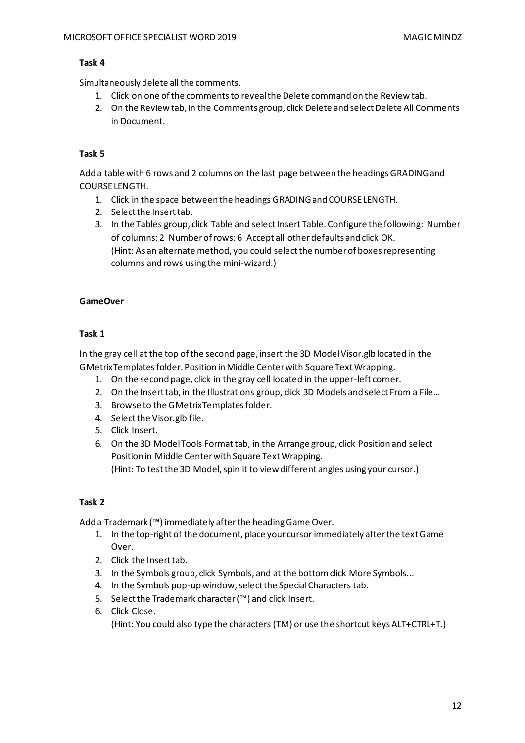**Task 4**

Simultaneously delete all the comments.

1. Click on one of the comments to reveal the Delete command on the Review tab.
2. On the Review tab, in the Comments group, click Delete and select Delete All Comments in Document.

**Task 5**

Add a table with 6 rows and 2 columns on the last page between the headings GRADING and COURSE LENGTH.

1. Click in the space between the headings GRADING and COURSE LENGTH.
2. Select the Insert tab.
3. In the Tables group, click Table and select Insert Table. Configure the following: Number of columns: 2 Number of rows: 6 Accept all other defaults and click OK.
   (Hint: As an alternate method, you could select the number of boxes representing columns and rows using the mini-wizard.)

**GameOver**

**Task 1**

In the gray cell at the top of the second page, insert the 3D Model Visor.glb located in the GMetrixTemplates folder. Position in Middle Center with Square Text Wrapping.

1. On the second page, click in the gray cell located in the upper-left corner.
2. On the Insert tab, in the Illustrations group, click 3D Models and select From a File…
3. Browse to the GMetrixTemplates folder.
4. Select the Visor.glb file.
5. Click Insert.
6. On the 3D Model Tools Format tab, in the Arrange group, click Position and select Position in Middle Center with Square Text Wrapping.
   (Hint: To test the 3D Model, spin it to view different angles using your cursor.)

**Task 2**

Add a Trademark (™) immediately after the heading Game Over.

1. In the top-right of the document, place your cursor immediately after the text Game Over.
2. Click the Insert tab.
3. In the Symbols group, click Symbols, and at the bottom click More Symbols...
4. In the Symbols pop-up window, select the Special Characters tab.
5. Select the Trademark character (™) and click Insert.
6. Click Close.
   (Hint: You could also type the characters (TM) or use the shortcut keys ALT+CTRL+T.)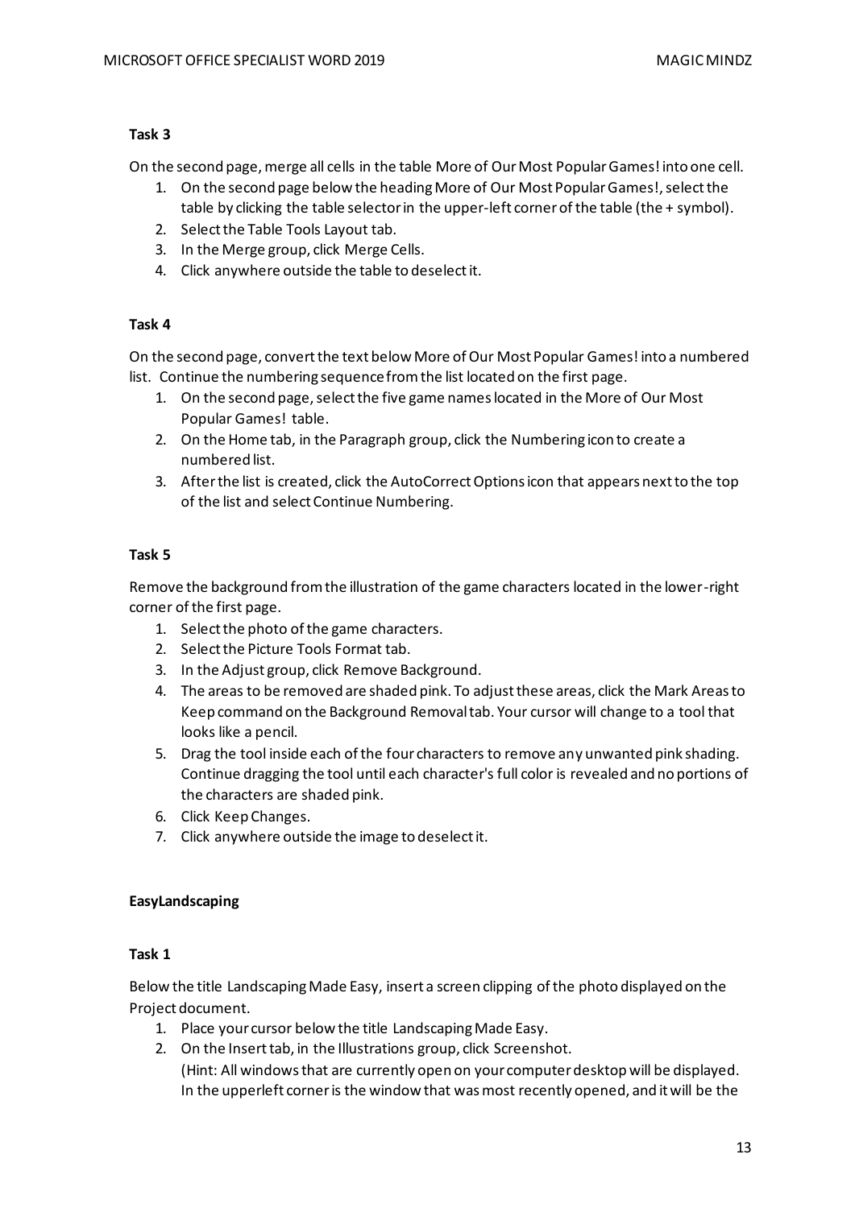**Task 3**

On the second page, merge all cells in the table More of Our Most Popular Games! into one cell.

1. On the second page below the heading More of Our Most Popular Games!, select the table by clicking the table selector in the upper-left corner of the table (the + symbol).
2. Select the Table Tools Layout tab.
3. In the Merge group, click Merge Cells.
4. Click anywhere outside the table to deselect it.

**Task 4**

On the second page, convert the text below More of Our Most Popular Games! into a numbered list. Continue the numbering sequence from the list located on the first page.

1. On the second page, select the five game names located in the More of Our Most Popular Games! table.
2. On the Home tab, in the Paragraph group, click the Numbering icon to create a numbered list.
3. After the list is created, click the AutoCorrect Options icon that appears next to the top of the list and select Continue Numbering.

**Task 5**

Remove the background from the illustration of the game characters located in the lower-right corner of the first page.

1. Select the photo of the game characters.
2. Select the Picture Tools Format tab.
3. In the Adjust group, click Remove Background.
4. The areas to be removed are shaded pink. To adjust these areas, click the Mark Areas to Keep command on the Background Removal tab. Your cursor will change to a tool that looks like a pencil.
5. Drag the tool inside each of the four characters to remove any unwanted pink shading. Continue dragging the tool until each character's full color is revealed and no portions of the characters are shaded pink.
6. Click Keep Changes.
7. Click anywhere outside the image to deselect it.

**EasyLandscaping**

**Task 1**

Below the title Landscaping Made Easy, insert a screen clipping of the photo displayed on the Project document.

1. Place your cursor below the title Landscaping Made Easy.
2. On the Insert tab, in the Illustrations group, click Screenshot.
   (Hint: All windows that are currently open on your computer desktop will be displayed. In the upperleft corner is the window that was most recently opened, and it will be the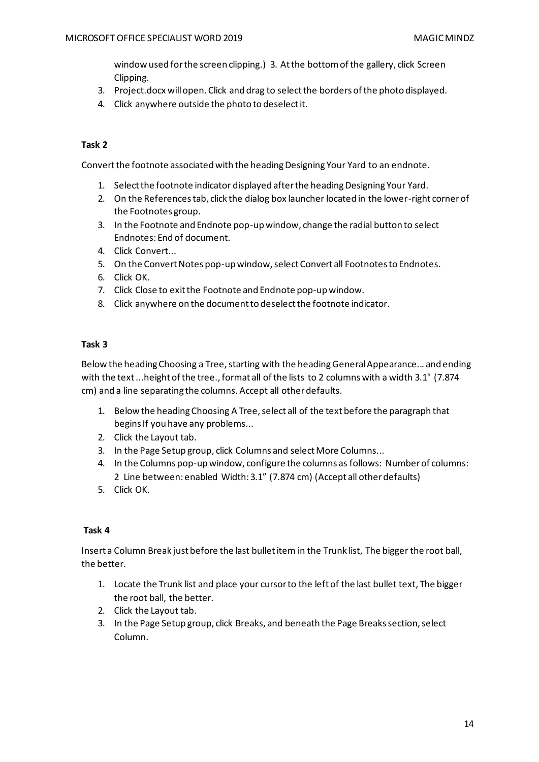window used for the screen clipping.) 3. At the bottom of the gallery, click Screen Clipping.

3. Project.docx will open. Click and drag to select the borders of the photo displayed.
4. Click anywhere outside the photo to deselect it.

**Task 2**

Convert the footnote associated with the heading Designing Your Yard to an endnote.

1. Select the footnote indicator displayed after the heading Designing Your Yard.
2. On the References tab, click the dialog box launcher located in the lower-right corner of the Footnotes group.
3. In the Footnote and Endnote pop-up window, change the radial button to select Endnotes: End of document.
4. Click Convert...
5. On the Convert Notes pop-up window, select Convert all Footnotes to Endnotes.
6. Click OK.
7. Click Close to exit the Footnote and Endnote pop-up window.
8. Click anywhere on the document to deselect the footnote indicator.

**Task 3**

Below the heading Choosing a Tree, starting with the heading General Appearance... and ending with the text ...height of the tree., format all of the lists to 2 columns with a width 3.1" (7.874 cm) and a line separating the columns. Accept all other defaults.

1. Below the heading Choosing A Tree, select all of the text before the paragraph that begins If you have any problems...
2. Click the Layout tab.
3. In the Page Setup group, click Columns and select More Columns...
4. In the Columns pop-up window, configure the columns as follows: Number of columns: 2 Line between: enabled Width: 3.1" (7.874 cm) (Accept all other defaults)
5. Click OK.

**Task 4**

Insert a Column Break just before the last bullet item in the Trunk list, The bigger the root ball, the better.

1. Locate the Trunk list and place your cursor to the left of the last bullet text, The bigger the root ball, the better.
2. Click the Layout tab.
3. In the Page Setup group, click Breaks, and beneath the Page Breaks section, select Column.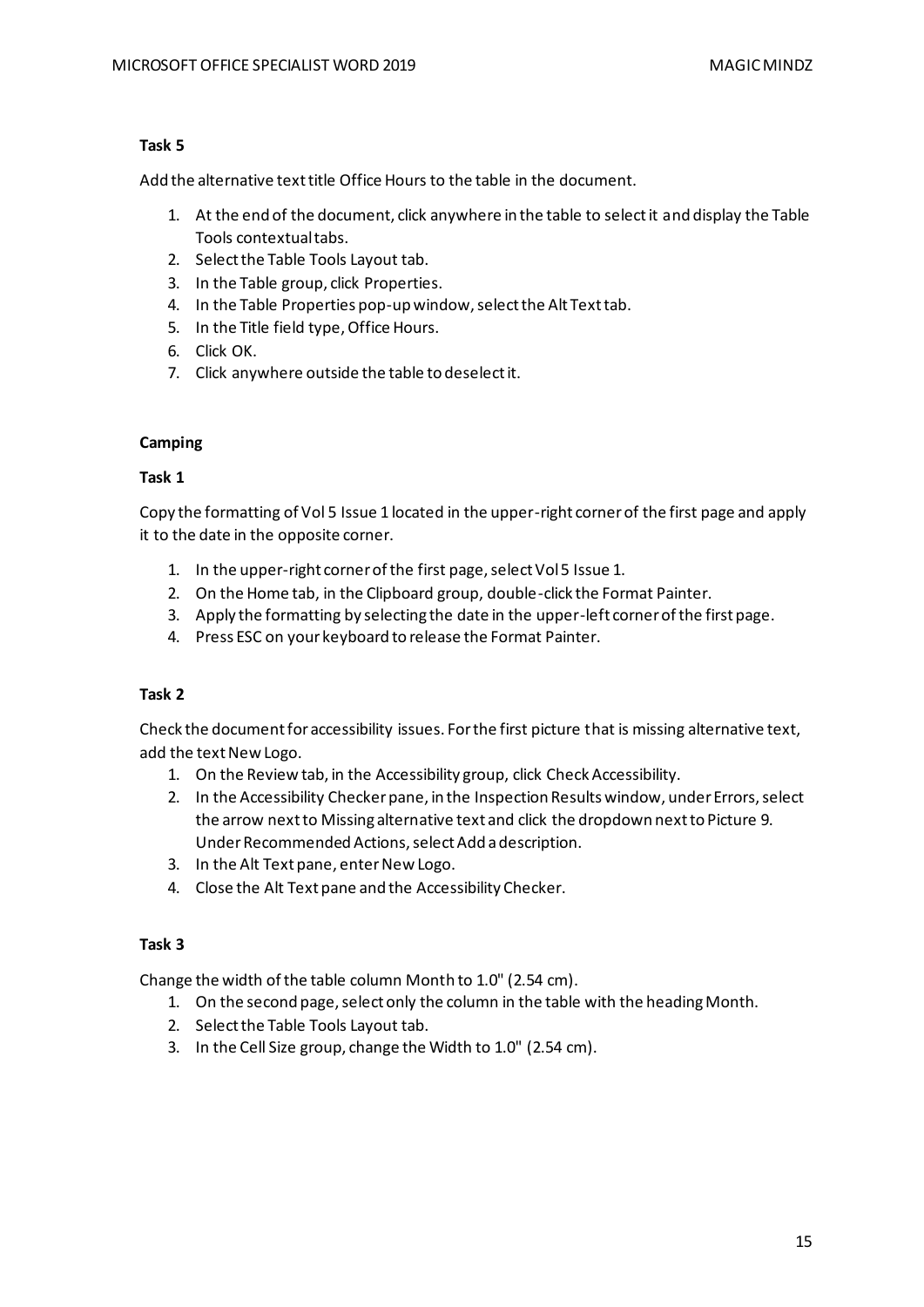**Task 5**

Add the alternative text title Office Hours to the table in the document.

1. At the end of the document, click anywhere in the table to select it and display the Table Tools contextual tabs.
2. Select the Table Tools Layout tab.
3. In the Table group, click Properties.
4. In the Table Properties pop-up window, select the Alt Text tab.
5. In the Title field type, Office Hours.
6. Click OK.
7. Click anywhere outside the table to deselect it.

**Camping**

**Task 1**

Copy the formatting of Vol 5 Issue 1 located in the upper-right corner of the first page and apply it to the date in the opposite corner.

1. In the upper-right corner of the first page, select Vol 5 Issue 1.
2. On the Home tab, in the Clipboard group, double-click the Format Painter.
3. Apply the formatting by selecting the date in the upper-left corner of the first page.
4. Press ESC on your keyboard to release the Format Painter.

**Task 2**

Check the document for accessibility issues. For the first picture that is missing alternative text, add the text New Logo.

1. On the Review tab, in the Accessibility group, click Check Accessibility.
2. In the Accessibility Checker pane, in the Inspection Results window, under Errors, select the arrow next to Missing alternative text and click the dropdown next to Picture 9. Under Recommended Actions, select Add a description.
3. In the Alt Text pane, enter New Logo.
4. Close the Alt Text pane and the Accessibility Checker.

**Task 3**

Change the width of the table column Month to 1.0" (2.54 cm).

1. On the second page, select only the column in the table with the heading Month.
2. Select the Table Tools Layout tab.
3. In the Cell Size group, change the Width to 1.0" (2.54 cm).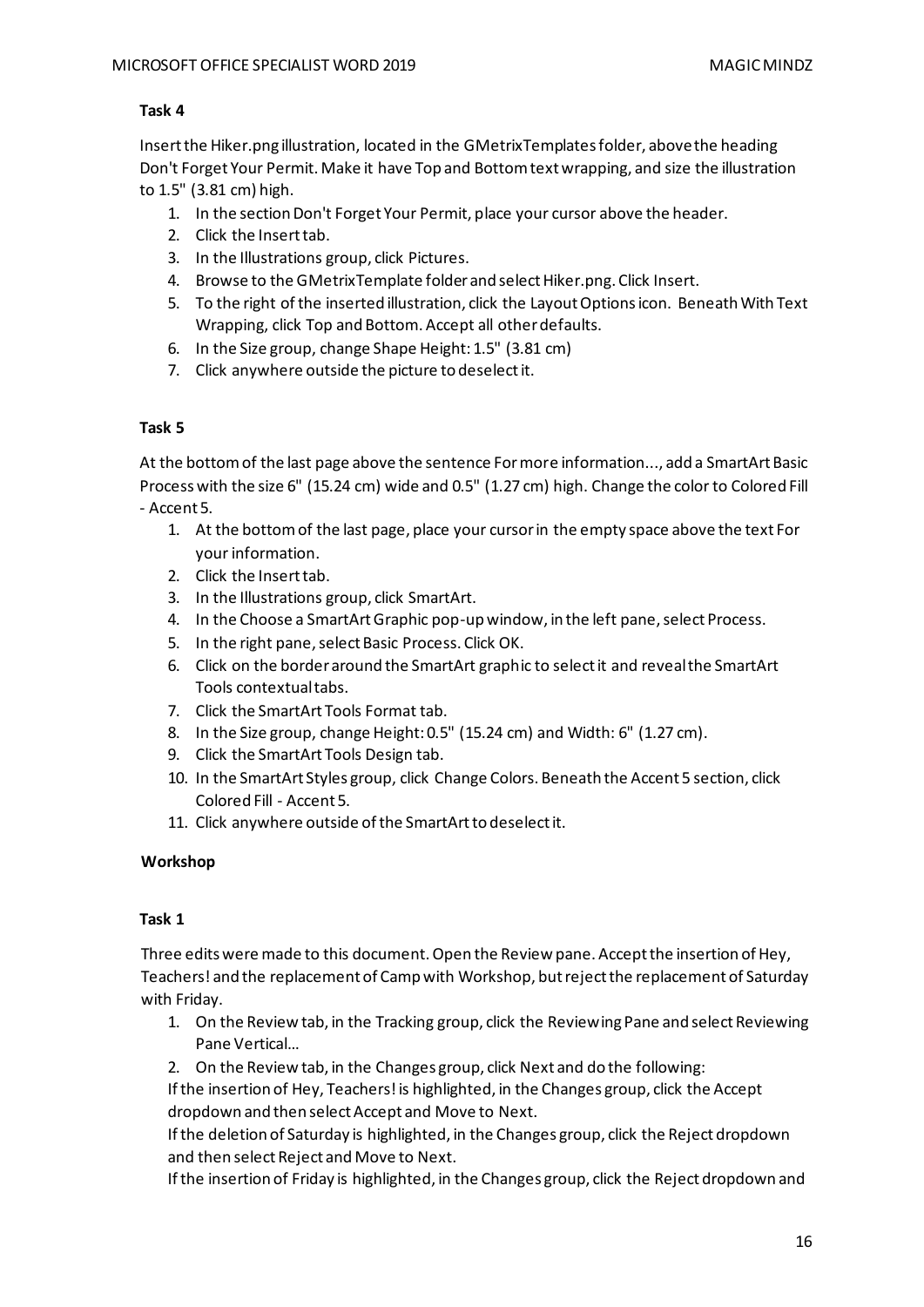**Task 4**

Insert the Hiker.png illustration, located in the GMetrixTemplates folder, above the heading Don't Forget Your Permit. Make it have Top and Bottom text wrapping, and size the illustration to 1.5" (3.81 cm) high.

1. In the section Don't Forget Your Permit, place your cursor above the header.
2. Click the Insert tab.
3. In the Illustrations group, click Pictures.
4. Browse to the GMetrixTemplate folder and select Hiker.png. Click Insert.
5. To the right of the inserted illustration, click the Layout Options icon. Beneath With Text Wrapping, click Top and Bottom. Accept all other defaults.
6. In the Size group, change Shape Height: 1.5" (3.81 cm)
7. Click anywhere outside the picture to deselect it.

**Task 5**

At the bottom of the last page above the sentence For more information..., add a SmartArt Basic Process with the size 6" (15.24 cm) wide and 0.5" (1.27 cm) high. Change the color to Colored Fill - Accent 5.

1. At the bottom of the last page, place your cursor in the empty space above the text For your information.
2. Click the Insert tab.
3. In the Illustrations group, click SmartArt.
4. In the Choose a SmartArt Graphic pop-up window, in the left pane, select Process.
5. In the right pane, select Basic Process. Click OK.
6. Click on the border around the SmartArt graphic to select it and reveal the SmartArt Tools contextual tabs.
7. Click the SmartArt Tools Format tab.
8. In the Size group, change Height: 0.5" (15.24 cm) and Width: 6" (1.27 cm).
9. Click the SmartArt Tools Design tab.
10. In the SmartArt Styles group, click Change Colors. Beneath the Accent 5 section, click Colored Fill - Accent 5.
11. Click anywhere outside of the SmartArt to deselect it.

**Workshop**

**Task 1**

Three edits were made to this document. Open the Review pane. Accept the insertion of Hey, Teachers! and the replacement of Camp with Workshop, but reject the replacement of Saturday with Friday.

1. On the Review tab, in the Tracking group, click the Reviewing Pane and select Reviewing Pane Vertical...
2. On the Review tab, in the Changes group, click Next and do the following:

If the insertion of Hey, Teachers! is highlighted, in the Changes group, click the Accept dropdown and then select Accept and Move to Next.

If the deletion of Saturday is highlighted, in the Changes group, click the Reject dropdown and then select Reject and Move to Next.

If the insertion of Friday is highlighted, in the Changes group, click the Reject dropdown and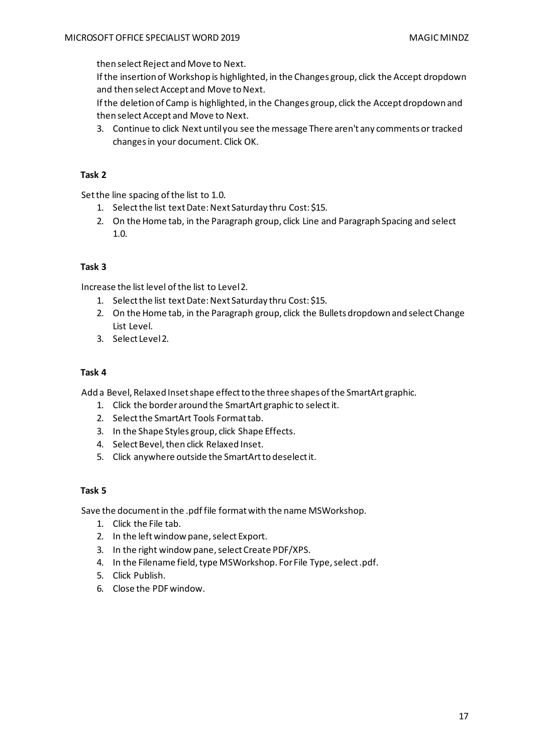then select Reject and Move to Next.

If the insertion of Workshop is highlighted, in the Changes group, click the Accept dropdown and then select Accept and Move to Next.

If the deletion of Camp is highlighted, in the Changes group, click the Accept dropdown and then select Accept and Move to Next.

3. Continue to click Next until you see the message There aren't any comments or tracked changes in your document. Click OK.

**Task 2**

Set the line spacing of the list to 1.0.

1. Select the list text Date: Next Saturday thru Cost: $15.
2. On the Home tab, in the Paragraph group, click Line and Paragraph Spacing and select 1.0.

**Task 3**

Increase the list level of the list to Level 2.

1. Select the list text Date: Next Saturday thru Cost: $15.
2. On the Home tab, in the Paragraph group, click the Bullets dropdown and select Change List Level.
3. Select Level 2.

**Task 4**

Add a Bevel, Relaxed Inset shape effect to the three shapes of the SmartArt graphic.

1. Click the border around the SmartArt graphic to select it.
2. Select the SmartArt Tools Format tab.
3. In the Shape Styles group, click Shape Effects.
4. Select Bevel, then click Relaxed Inset.
5. Click anywhere outside the SmartArt to deselect it.

**Task 5**

Save the document in the .pdf file format with the name MSWorkshop.

1. Click the File tab.
2. In the left window pane, select Export.
3. In the right window pane, select Create PDF/XPS.
4. In the Filename field, type MSWorkshop. For File Type, select .pdf.
5. Click Publish.
6. Close the PDF window.